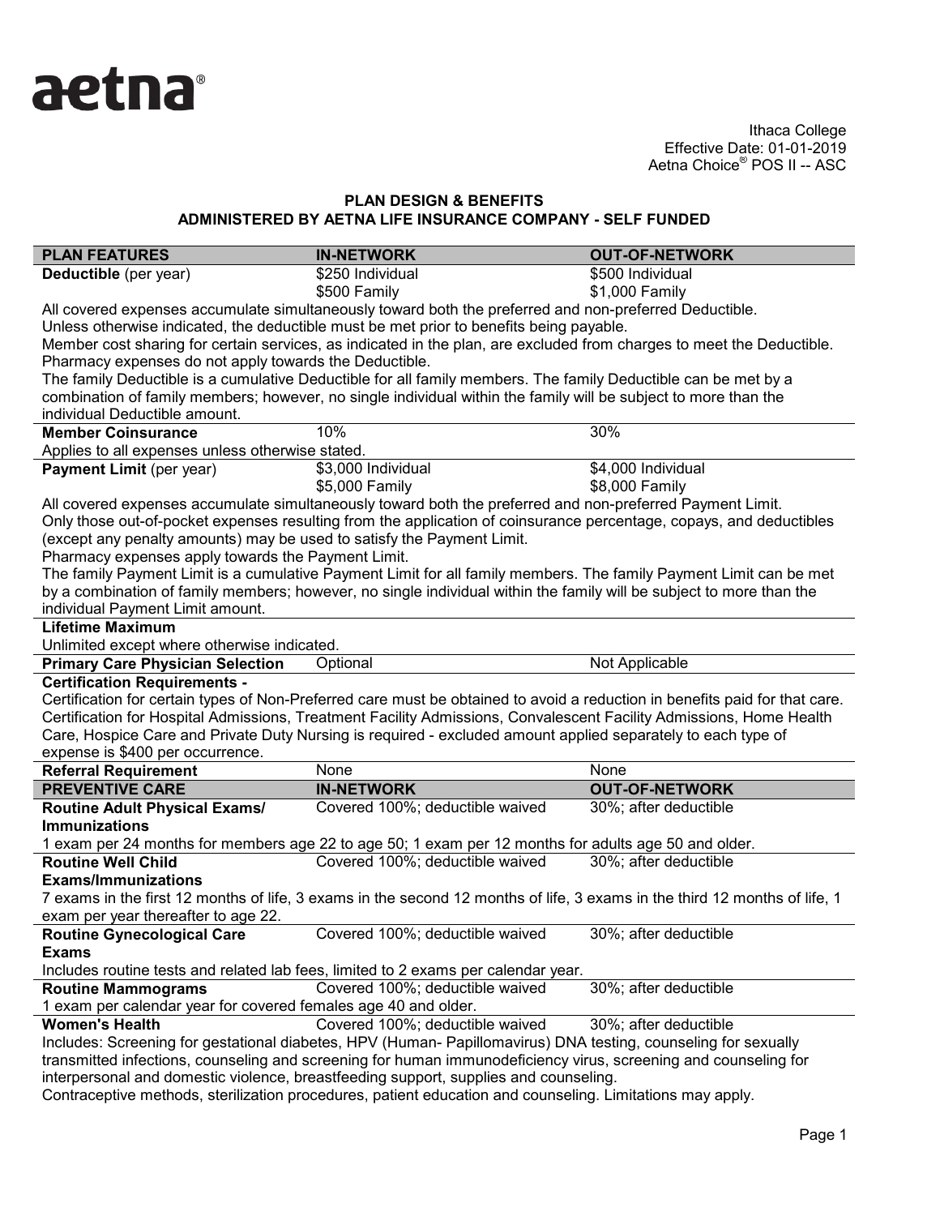aetna®

Ithaca College
Effective Date: 01-01-2019
Aetna Choice® POS II -- ASC

## PLAN DESIGN & BENEFITS
## ADMINISTERED BY AETNA LIFE INSURANCE COMPANY - SELF FUNDED

| PLAN FEATURES | IN-NETWORK | OUT-OF-NETWORK |
|---|---|---|
| **Deductible** (per year) | \$250 Individual<br>\$500 Family | \$500 Individual<br>\$1,000 Family |
| All covered expenses accumulate simultaneously toward both the preferred and non-preferred Deductible. Unless otherwise indicated, the deductible must be met prior to benefits being payable. Member cost sharing for certain services, as indicated in the plan, are excluded from charges to meet the Deductible. Pharmacy expenses do not apply towards the Deductible. The family Deductible is a cumulative Deductible for all family members. The family Deductible can be met by a combination of family members; however, no single individual within the family will be subject to more than the individual Deductible amount. | | |
| **Member Coinsurance** | 10% | 30% |
| Applies to all expenses unless otherwise stated. | | |
| **Payment Limit** (per year) | \$3,000 Individual<br>\$5,000 Family | \$4,000 Individual<br>\$8,000 Family |
| All covered expenses accumulate simultaneously toward both the preferred and non-preferred Payment Limit. Only those out-of-pocket expenses resulting from the application of coinsurance percentage, copays, and deductibles (except any penalty amounts) may be used to satisfy the Payment Limit. Pharmacy expenses apply towards the Payment Limit. The family Payment Limit is a cumulative Payment Limit for all family members. The family Payment Limit can be met by a combination of family members; however, no single individual within the family will be subject to more than the individual Payment Limit amount. | | |
| **Lifetime Maximum** | | |
| Unlimited except where otherwise indicated. | | |
| **Primary Care Physician Selection** | Optional | Not Applicable |
| **Certification Requirements -** | | |
| Certification for certain types of Non-Preferred care must be obtained to avoid a reduction in benefits paid for that care. Certification for Hospital Admissions, Treatment Facility Admissions, Convalescent Facility Admissions, Home Health Care, Hospice Care and Private Duty Nursing is required - excluded amount applied separately to each type of expense is \$400 per occurrence. | | |
| **Referral Requirement** | None | None |
| **PREVENTIVE CARE** | **IN-NETWORK** | **OUT-OF-NETWORK** |
| **Routine Adult Physical Exams/ Immunizations** | Covered 100%; deductible waived | 30%; after deductible |
| 1 exam per 24 months for members age 22 to age 50; 1 exam per 12 months for adults age 50 and older. | | |
| **Routine Well Child Exams/Immunizations** | Covered 100%; deductible waived | 30%; after deductible |
| 7 exams in the first 12 months of life, 3 exams in the second 12 months of life, 3 exams in the third 12 months of life, 1 exam per year thereafter to age 22. | | |
| **Routine Gynecological Care Exams** | Covered 100%; deductible waived | 30%; after deductible |
| Includes routine tests and related lab fees, limited to 2 exams per calendar year. | | |
| **Routine Mammograms** | Covered 100%; deductible waived | 30%; after deductible |
| 1 exam per calendar year for covered females age 40 and older. | | |
| **Women's Health** | Covered 100%; deductible waived | 30%; after deductible |
| Includes: Screening for gestational diabetes, HPV (Human- Papillomavirus) DNA testing, counseling for sexually transmitted infections, counseling and screening for human immunodeficiency virus, screening and counseling for interpersonal and domestic violence, breastfeeding support, supplies and counseling. Contraceptive methods, sterilization procedures, patient education and counseling. Limitations may apply. | | |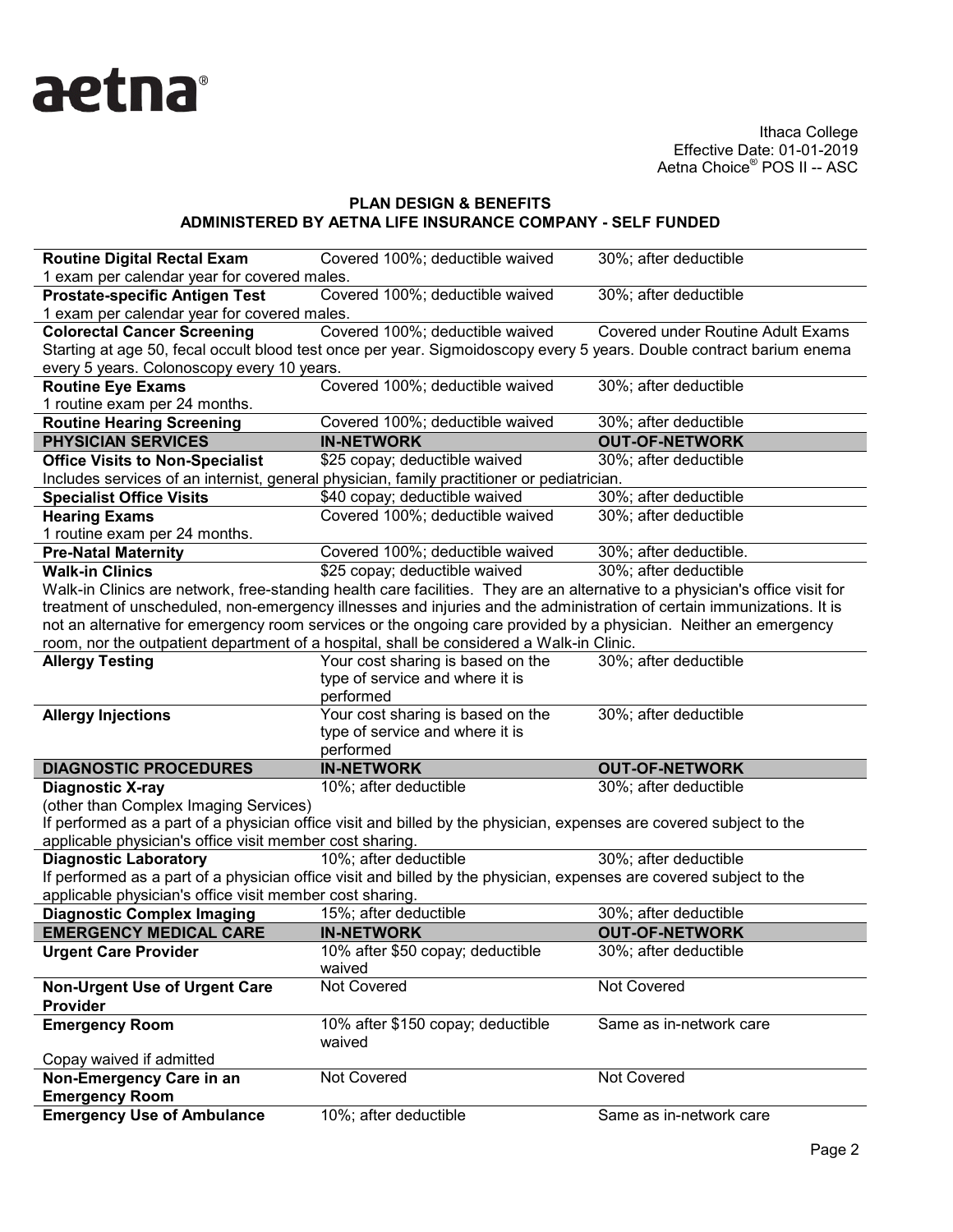Ithaca College
Effective Date: 01-01-2019
Aetna Choice® POS II -- ASC

**PLAN DESIGN & BENEFITS**
**ADMINISTERED BY AETNA LIFE INSURANCE COMPANY - SELF FUNDED**

| | | |
|---|---|---|
| **Routine Digital Rectal Exam** | Covered 100%; deductible waived | 30%; after deductible |
| 1 exam per calendar year for covered males. | | |
| **Prostate-specific Antigen Test** | Covered 100%; deductible waived | 30%; after deductible |
| 1 exam per calendar year for covered males. | | |
| **Colorectal Cancer Screening** | Covered 100%; deductible waived | Covered under Routine Adult Exams |
| Starting at age 50, fecal occult blood test once per year. Sigmoidoscopy every 5 years. Double contract barium enema every 5 years. Colonoscopy every 10 years. | | |
| **Routine Eye Exams** | Covered 100%; deductible waived | 30%; after deductible |
| 1 routine exam per 24 months. | | |
| **Routine Hearing Screening** | Covered 100%; deductible waived | 30%; after deductible |
| **PHYSICIAN SERVICES** | **IN-NETWORK** | **OUT-OF-NETWORK** |
| **Office Visits to Non-Specialist** | $25 copay; deductible waived | 30%; after deductible |
| Includes services of an internist, general physician, family practitioner or pediatrician. | | |
| **Specialist Office Visits** | $40 copay; deductible waived | 30%; after deductible |
| **Hearing Exams** | Covered 100%; deductible waived | 30%; after deductible |
| 1 routine exam per 24 months. | | |
| **Pre-Natal Maternity** | Covered 100%; deductible waived | 30%; after deductible. |
| **Walk-in Clinics** | $25 copay; deductible waived | 30%; after deductible |
| Walk-in Clinics are network, free-standing health care facilities. They are an alternative to a physician's office visit for treatment of unscheduled, non-emergency illnesses and injuries and the administration of certain immunizations. It is not an alternative for emergency room services or the ongoing care provided by a physician. Neither an emergency room, nor the outpatient department of a hospital, shall be considered a Walk-in Clinic. | | |
| **Allergy Testing** | Your cost sharing is based on the type of service and where it is performed | 30%; after deductible |
| **Allergy Injections** | Your cost sharing is based on the type of service and where it is performed | 30%; after deductible |
| **DIAGNOSTIC PROCEDURES** | **IN-NETWORK** | **OUT-OF-NETWORK** |
| **Diagnostic X-ray** (other than Complex Imaging Services) | 10%; after deductible | 30%; after deductible |
| If performed as a part of a physician office visit and billed by the physician, expenses are covered subject to the applicable physician's office visit member cost sharing. | | |
| **Diagnostic Laboratory** | 10%; after deductible | 30%; after deductible |
| If performed as a part of a physician office visit and billed by the physician, expenses are covered subject to the applicable physician's office visit member cost sharing. | | |
| **Diagnostic Complex Imaging** | 15%; after deductible | 30%; after deductible |
| **EMERGENCY MEDICAL CARE** | **IN-NETWORK** | **OUT-OF-NETWORK** |
| **Urgent Care Provider** | 10% after $50 copay; deductible waived | 30%; after deductible |
| **Non-Urgent Use of Urgent Care Provider** | Not Covered | Not Covered |
| **Emergency Room** | 10% after $150 copay; deductible waived | Same as in-network care |
| Copay waived if admitted | | |
| **Non-Emergency Care in an Emergency Room** | Not Covered | Not Covered |
| **Emergency Use of Ambulance** | 10%; after deductible | Same as in-network care |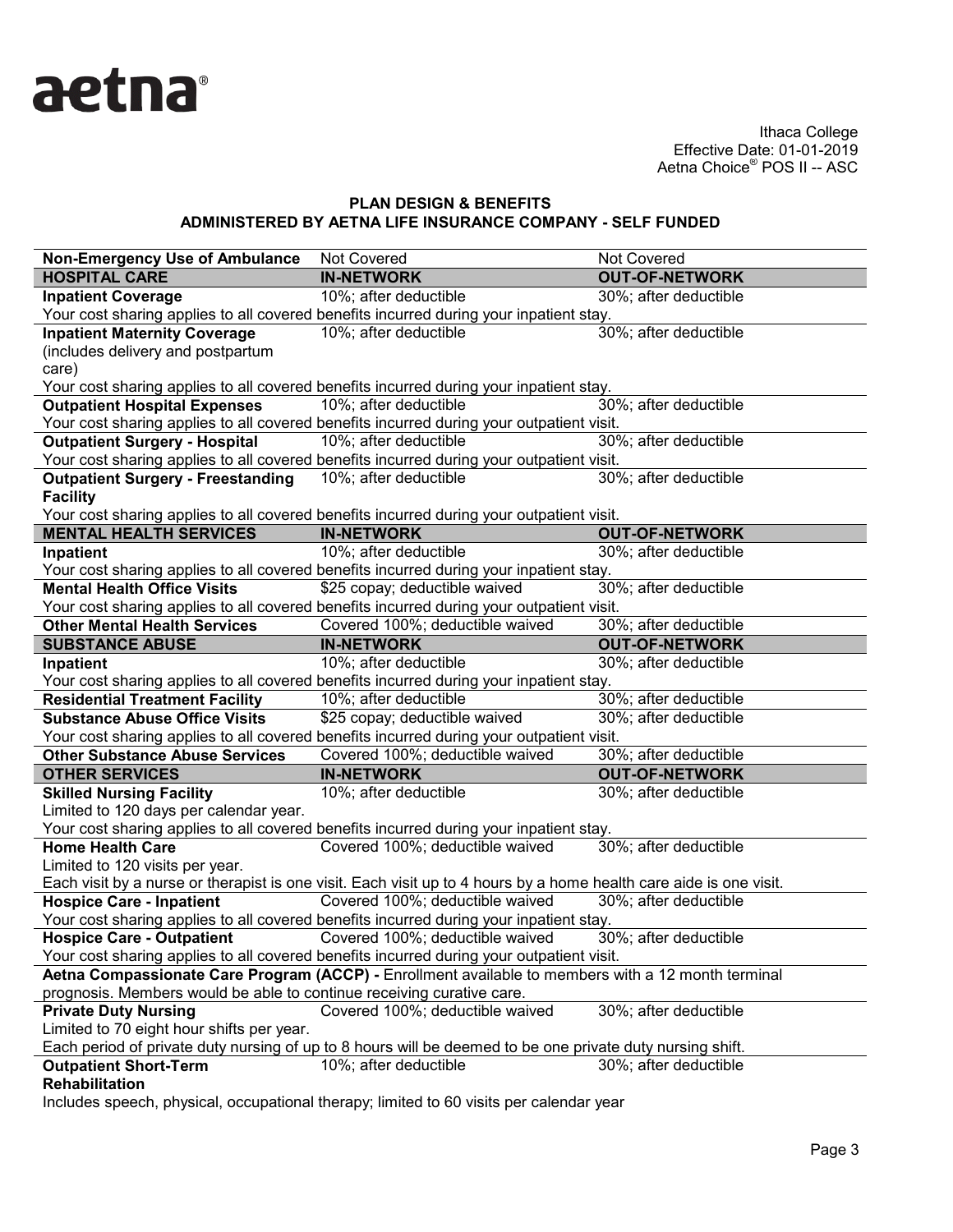Ithaca College
Effective Date: 01-01-2019
Aetna Choice® POS II -- ASC

**PLAN DESIGN & BENEFITS**
**ADMINISTERED BY AETNA LIFE INSURANCE COMPANY - SELF FUNDED**

| | | |
|---|---|---|
| **Non-Emergency Use of Ambulance** | Not Covered | Not Covered |
| **HOSPITAL CARE** | **IN-NETWORK** | **OUT-OF-NETWORK** |
| **Inpatient Coverage** | 10%; after deductible | 30%; after deductible |
| Your cost sharing applies to all covered benefits incurred during your inpatient stay. | | |
| **Inpatient Maternity Coverage** (includes delivery and postpartum care) | 10%; after deductible | 30%; after deductible |
| Your cost sharing applies to all covered benefits incurred during your inpatient stay. | | |
| **Outpatient Hospital Expenses** | 10%; after deductible | 30%; after deductible |
| Your cost sharing applies to all covered benefits incurred during your outpatient visit. | | |
| **Outpatient Surgery - Hospital** | 10%; after deductible | 30%; after deductible |
| Your cost sharing applies to all covered benefits incurred during your outpatient visit. | | |
| **Outpatient Surgery - Freestanding Facility** | 10%; after deductible | 30%; after deductible |
| Your cost sharing applies to all covered benefits incurred during your outpatient visit. | | |
| **MENTAL HEALTH SERVICES** | **IN-NETWORK** | **OUT-OF-NETWORK** |
| **Inpatient** | 10%; after deductible | 30%; after deductible |
| Your cost sharing applies to all covered benefits incurred during your inpatient stay. | | |
| **Mental Health Office Visits** | $25 copay; deductible waived | 30%; after deductible |
| Your cost sharing applies to all covered benefits incurred during your outpatient visit. | | |
| **Other Mental Health Services** | Covered 100%; deductible waived | 30%; after deductible |
| **SUBSTANCE ABUSE** | **IN-NETWORK** | **OUT-OF-NETWORK** |
| **Inpatient** | 10%; after deductible | 30%; after deductible |
| Your cost sharing applies to all covered benefits incurred during your inpatient stay. | | |
| **Residential Treatment Facility** | 10%; after deductible | 30%; after deductible |
| **Substance Abuse Office Visits** | $25 copay; deductible waived | 30%; after deductible |
| Your cost sharing applies to all covered benefits incurred during your outpatient visit. | | |
| **Other Substance Abuse Services** | Covered 100%; deductible waived | 30%; after deductible |
| **OTHER SERVICES** | **IN-NETWORK** | **OUT-OF-NETWORK** |
| **Skilled Nursing Facility** Limited to 120 days per calendar year. | 10%; after deductible | 30%; after deductible |
| Your cost sharing applies to all covered benefits incurred during your inpatient stay. | | |
| **Home Health Care** Limited to 120 visits per year. | Covered 100%; deductible waived | 30%; after deductible |
| Each visit by a nurse or therapist is one visit. Each visit up to 4 hours by a home health care aide is one visit. | | |
| **Hospice Care - Inpatient** | Covered 100%; deductible waived | 30%; after deductible |
| Your cost sharing applies to all covered benefits incurred during your inpatient stay. | | |
| **Hospice Care - Outpatient** | Covered 100%; deductible waived | 30%; after deductible |
| Your cost sharing applies to all covered benefits incurred during your outpatient visit. | | |
| **Aetna Compassionate Care Program (ACCP) -** Enrollment available to members with a 12 month terminal prognosis. Members would be able to continue receiving curative care. | | |
| **Private Duty Nursing** Limited to 70 eight hour shifts per year. | Covered 100%; deductible waived | 30%; after deductible |
| Each period of private duty nursing of up to 8 hours will be deemed to be one private duty nursing shift. | | |
| **Outpatient Short-Term Rehabilitation** | 10%; after deductible | 30%; after deductible |
| Includes speech, physical, occupational therapy; limited to 60 visits per calendar year | | |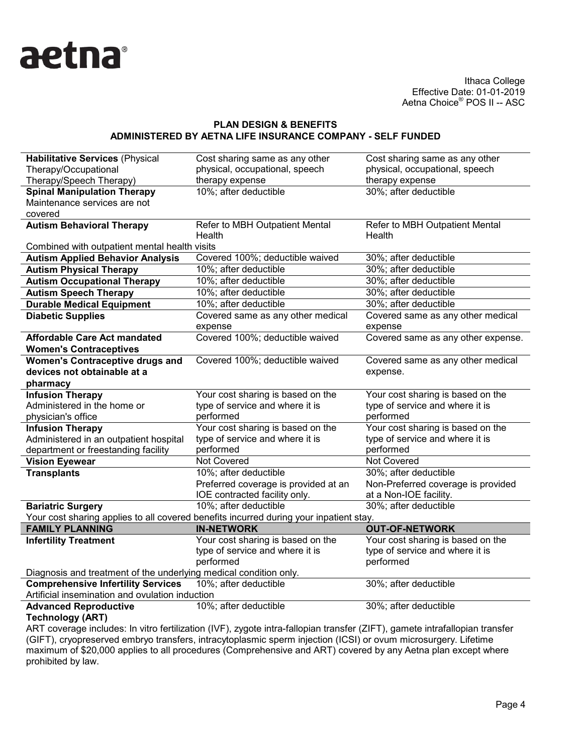# aetna

Ithaca College
Effective Date: 01-01-2019
Aetna Choice® POS II -- ASC

**PLAN DESIGN & BENEFITS**
**ADMINISTERED BY AETNA LIFE INSURANCE COMPANY - SELF FUNDED**

| | | |
|---|---|---|
| **Habilitative Services** (Physical Therapy/Occupational Therapy/Speech Therapy) | Cost sharing same as any other physical, occupational, speech therapy expense | Cost sharing same as any other physical, occupational, speech therapy expense |
| **Spinal Manipulation Therapy** Maintenance services are not covered | 10%; after deductible | 30%; after deductible |
| **Autism Behavioral Therapy** | Refer to MBH Outpatient Mental Health | Refer to MBH Outpatient Mental Health |
| Combined with outpatient mental health visits | | |
| **Autism Applied Behavior Analysis** | Covered 100%; deductible waived | 30%; after deductible |
| **Autism Physical Therapy** | 10%; after deductible | 30%; after deductible |
| **Autism Occupational Therapy** | 10%; after deductible | 30%; after deductible |
| **Autism Speech Therapy** | 10%; after deductible | 30%; after deductible |
| **Durable Medical Equipment** | 10%; after deductible | 30%; after deductible |
| **Diabetic Supplies** | Covered same as any other medical expense | Covered same as any other medical expense |
| **Affordable Care Act mandated Women's Contraceptives** | Covered 100%; deductible waived | Covered same as any other expense. |
| **Women's Contraceptive drugs and devices not obtainable at a pharmacy** | Covered 100%; deductible waived | Covered same as any other medical expense. |
| **Infusion Therapy** Administered in the home or physician's office | Your cost sharing is based on the type of service and where it is performed | Your cost sharing is based on the type of service and where it is performed |
| **Infusion Therapy** Administered in an outpatient hospital department or freestanding facility | Your cost sharing is based on the type of service and where it is performed | Your cost sharing is based on the type of service and where it is performed |
| **Vision Eyewear** | Not Covered | Not Covered |
| **Transplants** | 10%; after deductible Preferred coverage is provided at an IOE contracted facility only. | 30%; after deductible Non-Preferred coverage is provided at a Non-IOE facility. |
| **Bariatric Surgery** | 10%; after deductible | 30%; after deductible |
| Your cost sharing applies to all covered benefits incurred during your inpatient stay. | | |
| **FAMILY PLANNING** | **IN-NETWORK** | **OUT-OF-NETWORK** |
| **Infertility Treatment** | Your cost sharing is based on the type of service and where it is performed | Your cost sharing is based on the type of service and where it is performed |
| Diagnosis and treatment of the underlying medical condition only. | | |
| **Comprehensive Infertility Services** | 10%; after deductible | 30%; after deductible |
| Artificial insemination and ovulation induction | | |
| **Advanced Reproductive Technology (ART)** | 10%; after deductible | 30%; after deductible |

ART coverage includes: In vitro fertilization (IVF), zygote intra-fallopian transfer (ZIFT), gamete intrafallopian transfer (GIFT), cryopreserved embryo transfers, intracytoplasmic sperm injection (ICSI) or ovum microsurgery. Lifetime maximum of $20,000 applies to all procedures (Comprehensive and ART) covered by any Aetna plan except where prohibited by law.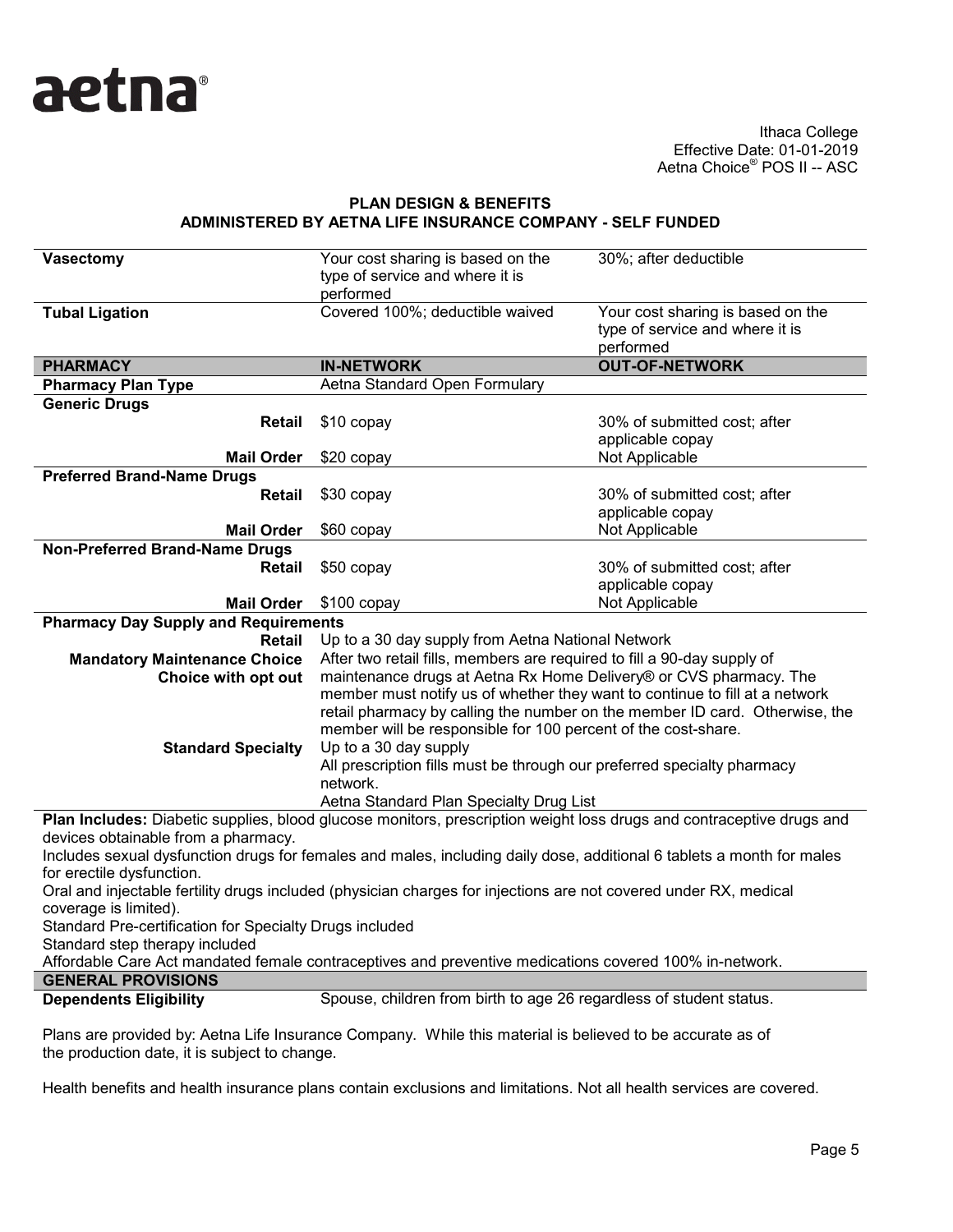**PLAN DESIGN & BENEFITS**
**ADMINISTERED BY AETNA LIFE INSURANCE COMPANY - SELF FUNDED**

| | | |
|---|---|---|
| **Vasectomy** | Your cost sharing is based on the type of service and where it is performed | 30%; after deductible |
| **Tubal Ligation** | Covered 100%; deductible waived | Your cost sharing is based on the type of service and where it is performed |
| **PHARMACY** | **IN-NETWORK** | **OUT-OF-NETWORK** |
| **Pharmacy Plan Type** | Aetna Standard Open Formulary | |
| **Generic Drugs** | | |
| **Retail** | $10 copay | 30% of submitted cost; after applicable copay |
| **Mail Order** | $20 copay | Not Applicable |
| **Preferred Brand-Name Drugs** | | |
| **Retail** | $30 copay | 30% of submitted cost; after applicable copay |
| **Mail Order** | $60 copay | Not Applicable |
| **Non-Preferred Brand-Name Drugs** | | |
| **Retail** | $50 copay | 30% of submitted cost; after applicable copay |
| **Mail Order** | $100 copay | Not Applicable |
| **Pharmacy Day Supply and Requirements** | | |
| **Retail** | Up to a 30 day supply from Aetna National Network | |
| **Mandatory Maintenance Choice Choice with opt out** | After two retail fills, members are required to fill a 90-day supply of maintenance drugs at Aetna Rx Home Delivery® or CVS pharmacy. The member must notify us of whether they want to continue to fill at a network retail pharmacy by calling the number on the member ID card. Otherwise, the member will be responsible for 100 percent of the cost-share. | |
| **Standard Specialty** | Up to a 30 day supply<br>All prescription fills must be through our preferred specialty pharmacy network.<br>Aetna Standard Plan Specialty Drug List | |

**Plan Includes:** Diabetic supplies, blood glucose monitors, prescription weight loss drugs and contraceptive drugs and devices obtainable from a pharmacy.
Includes sexual dysfunction drugs for females and males, including daily dose, additional 6 tablets a month for males for erectile dysfunction.
Oral and injectable fertility drugs included (physician charges for injections are not covered under RX, medical coverage is limited).
Standard Pre-certification for Specialty Drugs included
Standard step therapy included
Affordable Care Act mandated female contraceptives and preventive medications covered 100% in-network.

| **GENERAL PROVISIONS** | |
|---|---|
| **Dependents Eligibility** | Spouse, children from birth to age 26 regardless of student status. |

Plans are provided by: Aetna Life Insurance Company. While this material is believed to be accurate as of the production date, it is subject to change.

Health benefits and health insurance plans contain exclusions and limitations. Not all health services are covered.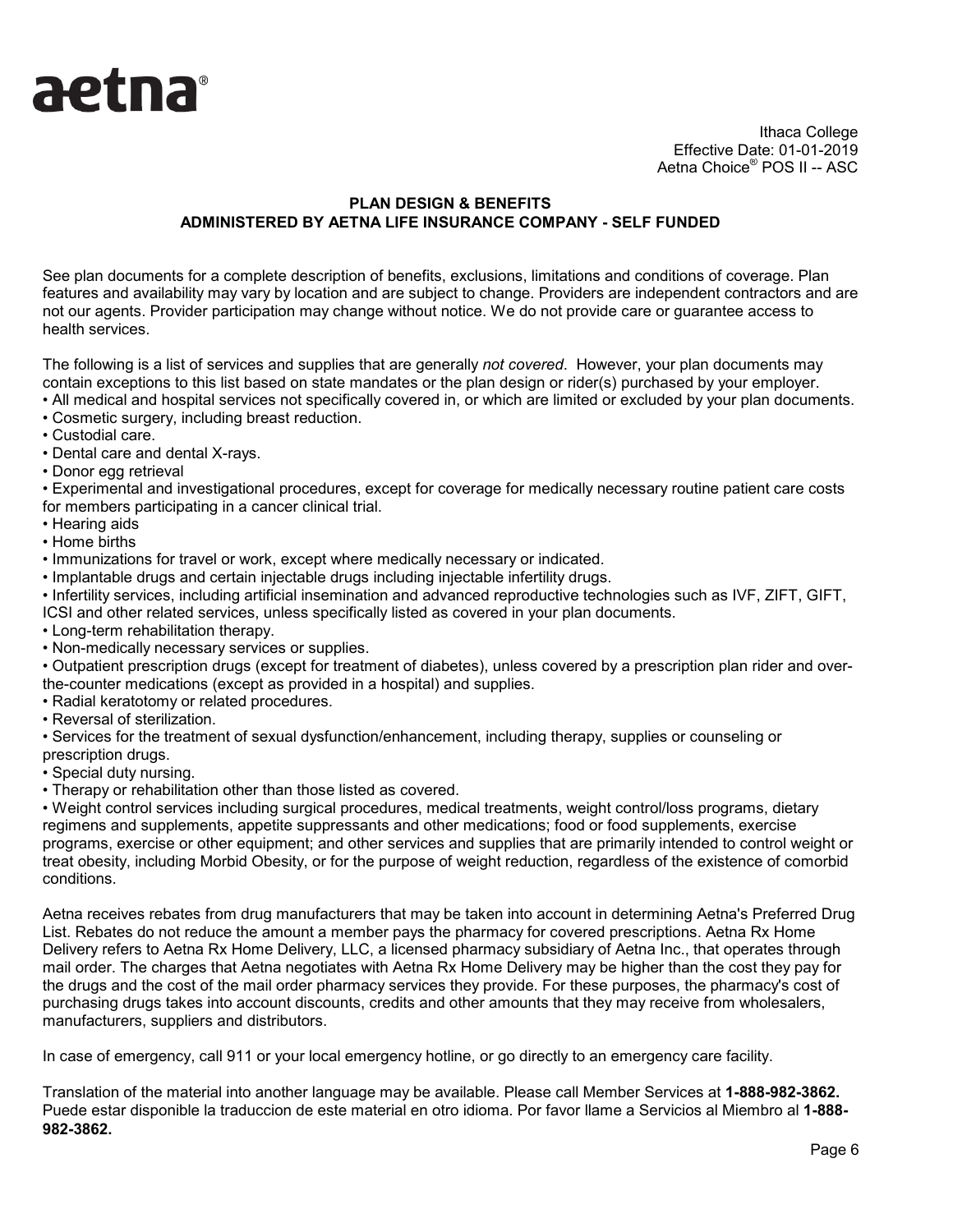aetna®

Ithaca College
Effective Date: 01-01-2019
Aetna Choice® POS II -- ASC

## PLAN DESIGN & BENEFITS
## ADMINISTERED BY AETNA LIFE INSURANCE COMPANY - SELF FUNDED

See plan documents for a complete description of benefits, exclusions, limitations and conditions of coverage. Plan features and availability may vary by location and are subject to change. Providers are independent contractors and are not our agents. Provider participation may change without notice. We do not provide care or guarantee access to health services.

The following is a list of services and supplies that are generally *not covered*. However, your plan documents may contain exceptions to this list based on state mandates or the plan design or rider(s) purchased by your employer.

- All medical and hospital services not specifically covered in, or which are limited or excluded by your plan documents.
- Cosmetic surgery, including breast reduction.
- Custodial care.
- Dental care and dental X-rays.
- Donor egg retrieval
- Experimental and investigational procedures, except for coverage for medically necessary routine patient care costs for members participating in a cancer clinical trial.
- Hearing aids
- Home births
- Immunizations for travel or work, except where medically necessary or indicated.
- Implantable drugs and certain injectable drugs including injectable infertility drugs.
- Infertility services, including artificial insemination and advanced reproductive technologies such as IVF, ZIFT, GIFT, ICSI and other related services, unless specifically listed as covered in your plan documents.
- Long-term rehabilitation therapy.
- Non-medically necessary services or supplies.
- Outpatient prescription drugs (except for treatment of diabetes), unless covered by a prescription plan rider and over-the-counter medications (except as provided in a hospital) and supplies.
- Radial keratotomy or related procedures.
- Reversal of sterilization.
- Services for the treatment of sexual dysfunction/enhancement, including therapy, supplies or counseling or prescription drugs.
- Special duty nursing.
- Therapy or rehabilitation other than those listed as covered.
- Weight control services including surgical procedures, medical treatments, weight control/loss programs, dietary regimens and supplements, appetite suppressants and other medications; food or food supplements, exercise programs, exercise or other equipment; and other services and supplies that are primarily intended to control weight or treat obesity, including Morbid Obesity, or for the purpose of weight reduction, regardless of the existence of comorbid conditions.

Aetna receives rebates from drug manufacturers that may be taken into account in determining Aetna's Preferred Drug List. Rebates do not reduce the amount a member pays the pharmacy for covered prescriptions. Aetna Rx Home Delivery refers to Aetna Rx Home Delivery, LLC, a licensed pharmacy subsidiary of Aetna Inc., that operates through mail order. The charges that Aetna negotiates with Aetna Rx Home Delivery may be higher than the cost they pay for the drugs and the cost of the mail order pharmacy services they provide. For these purposes, the pharmacy's cost of purchasing drugs takes into account discounts, credits and other amounts that they may receive from wholesalers, manufacturers, suppliers and distributors.

In case of emergency, call 911 or your local emergency hotline, or go directly to an emergency care facility.

Translation of the material into another language may be available. Please call Member Services at **1-888-982-3862.** Puede estar disponible la traduccion de este material en otro idioma. Por favor llame a Servicios al Miembro al **1-888-982-3862.**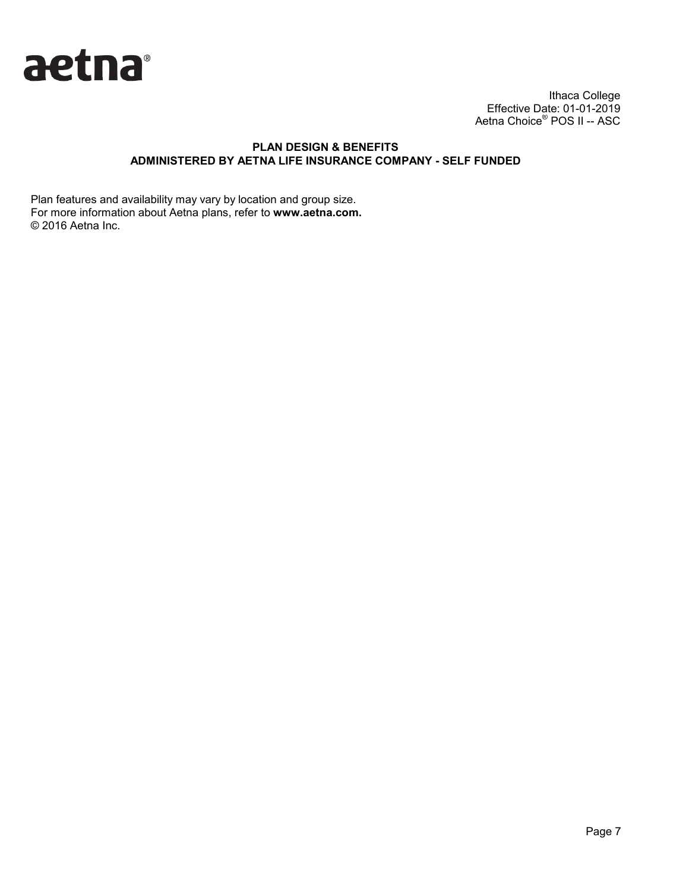aetna®

Ithaca College
Effective Date: 01-01-2019
Aetna Choice® POS II -- ASC

**PLAN DESIGN & BENEFITS**
**ADMINISTERED BY AETNA LIFE INSURANCE COMPANY - SELF FUNDED**

Plan features and availability may vary by location and group size.
For more information about Aetna plans, refer to **www.aetna.com.**
© 2016 Aetna Inc.